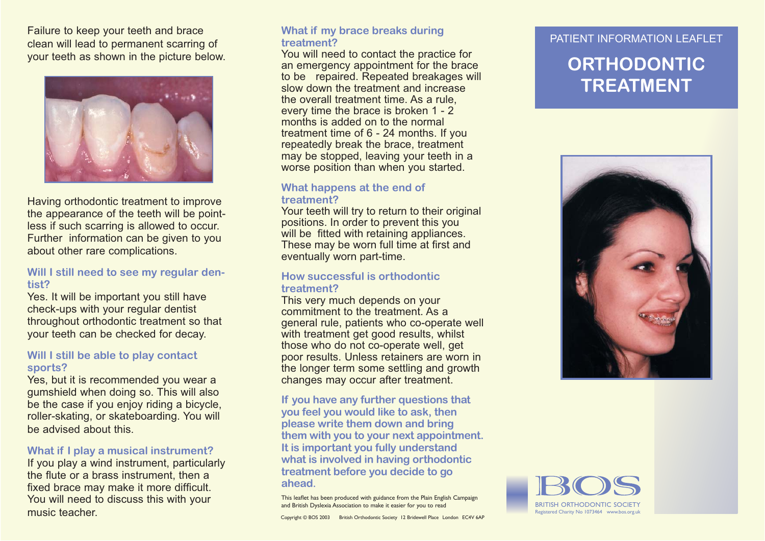Failure to keep your teeth and brace clean will lead to permanent scarring of your teeth as shown in the picture below.

Having orthodontic treatment to improve the appearance of the teeth will be pointless if such scarring is allowed to occur. Further information can be given to you about other rare complications.

### Will I still need to see my regular dentist?

Yes. It will be important you still have check-ups with your regular dentist throughout orthodontic treatment so that your teeth can be checked for decay.

### Will I still be able to play contact sports?

Yes, but it is recommended you wear a gumshield when doing so. This will also be the case if you enjoy riding a bicycle, roller-skating, or skateboarding. You will be advised about this.

### What if I play a musical instrument?

If you play a wind instrument, particularly the flute or a brass instrument, then a fixed brace may make it more difficult. You will need to discuss this with your music teacher.

### What if my brace breaks during treatment?

You will need to contact the practice for an emergency appointment for the brace to be repaired. Repeated breakages will slow down the treatment and increase the overall treatment time. As a rule, every time the brace is broken 1 - 2 months is added on to the normal treatment time of 6 - 24 months. If you repeatedly break the brace, treatment may be stopped, leaving your teeth in a worse position than when you started.

### What happens at the end of treatment?

Your teeth will try to return to their original positions. In order to prevent this you will be fitted with retaining appliances. These may be worn full time at first and eventually worn part-time.

### How successful is orthodontic treatment?

This very much depends on your commitment to the treatment. As a general rule, patients who co-operate well with treatment get good results, whilst those who do not co-operate well, get poor results. Unless retainers are worn in the longer term some settling and growth changes may occur after treatment.

**If you have any further questions that you feel you would like to ask, then please write them down and bring them with you to your next appointment. It is important you fully understand what is involved in having orthodontic treatment before you decide to go ahead.**

This leaflet has been produced with guidance from the Plain English Campaign and British Dyslexia Association to make it easier for you to read

Copyright © BOS 2003 British Orthodontic Society 12 Bridewell Place London EC4V 6AP

PATIENT INFORMATION LEAFLET

# ORTHODONTIC TREATMENT

BOS

BRITISH ORTHODONTIC SOCIETY

Registered Charity No 1073464 www.bos.org.uk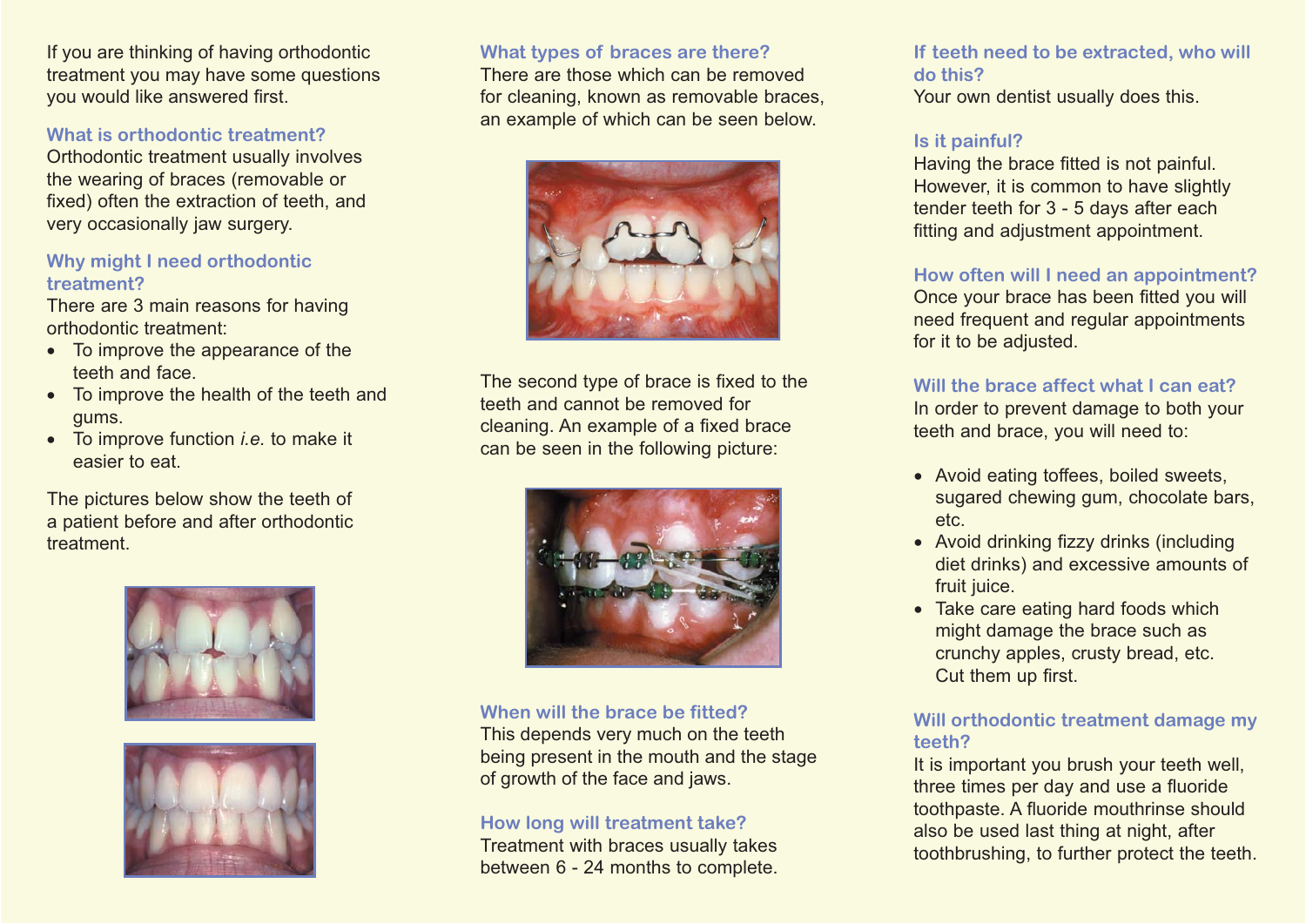If you are thinking of having orthodontic treatment you may have some questions you would like answered first.

### What is orthodontic treatment?

Orthodontic treatment usually involves the wearing of braces (removable or fixed) often the extraction of teeth, and very occasionally jaw surgery.

### Why might I need orthodontic treatment?

There are 3 main reasons for having orthodontic treatment:

- To improve the appearance of the teeth and face.
- To improve the health of the teeth and gums.
- To improve function *i.e.* to make it easier to eat.

The pictures below show the teeth of a patient before and after orthodontic treatment.

### What types of braces are there?

There are those which can be removed for cleaning, known as removable braces, an example of which can be seen below.

The second type of brace is fixed to the teeth and cannot be removed for cleaning. An example of a fixed brace can be seen in the following picture:

### When will the brace be fitted?

This depends very much on the teeth being present in the mouth and the stage of growth of the face and jaws.

### How long will treatment take?

Treatment with braces usually takes between 6 - 24 months to complete.

### If teeth need to be extracted, who will do this?

Your own dentist usually does this.

### Is it painful?

Having the brace fitted is not painful. However, it is common to have slightly tender teeth for 3 - 5 days after each fitting and adjustment appointment.

### How often will I need an appointment?

Once your brace has been fitted you will need frequent and regular appointments for it to be adjusted.

### Will the brace affect what I can eat?

In order to prevent damage to both your teeth and brace, you will need to:

- Avoid eating toffees, boiled sweets, sugared chewing gum, chocolate bars, etc.
- Avoid drinking fizzy drinks (including diet drinks) and excessive amounts of fruit juice.
- Take care eating hard foods which might damage the brace such as crunchy apples, crusty bread, etc. Cut them up first.

### Will orthodontic treatment damage my teeth?

It is important you brush your teeth well, three times per day and use a fluoride toothpaste. A fluoride mouthrinse should also be used last thing at night, after toothbrushing, to further protect the teeth.